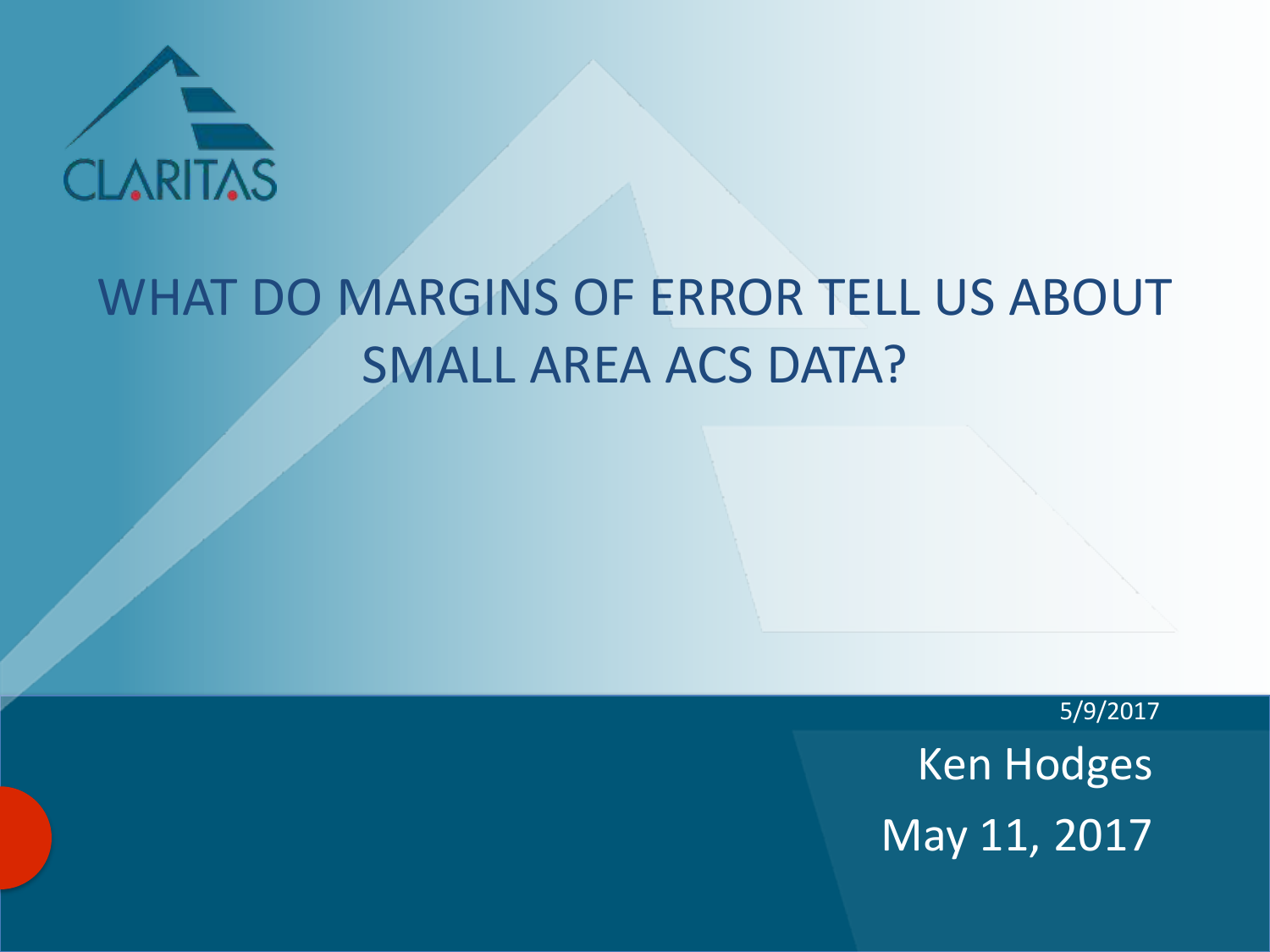CLARITAS

# WHAT DO MARGINS OF ERROR TELL US ABOUT SMALL AREA ACS DATA?

5/9/2017

Ken Hodges

May 11, 2017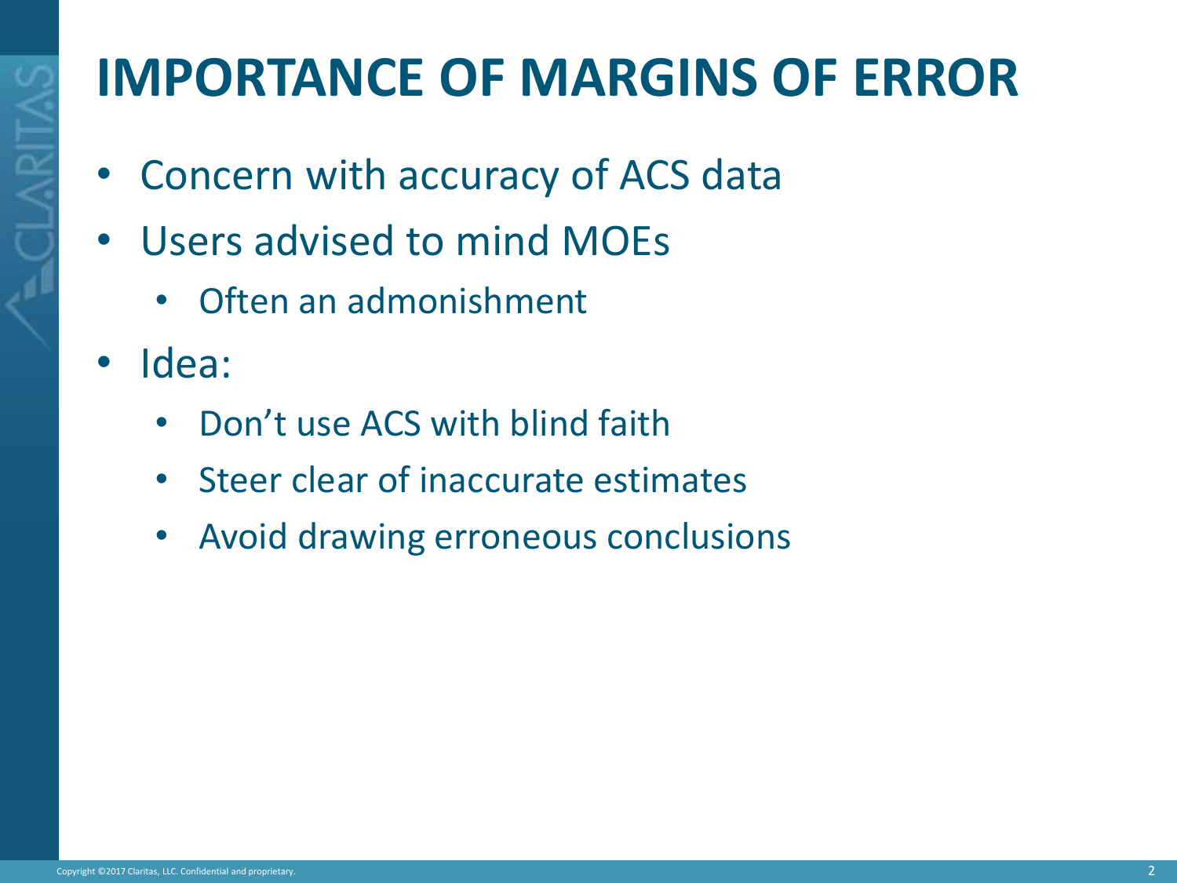# IMPORTANCE OF MARGINS OF ERROR

- Concern with accuracy of ACS data
- Users advised to mind MOEs
  - Often an admonishment
- Idea:
  - Don't use ACS with blind faith
  - Steer clear of inaccurate estimates
  - Avoid drawing erroneous conclusions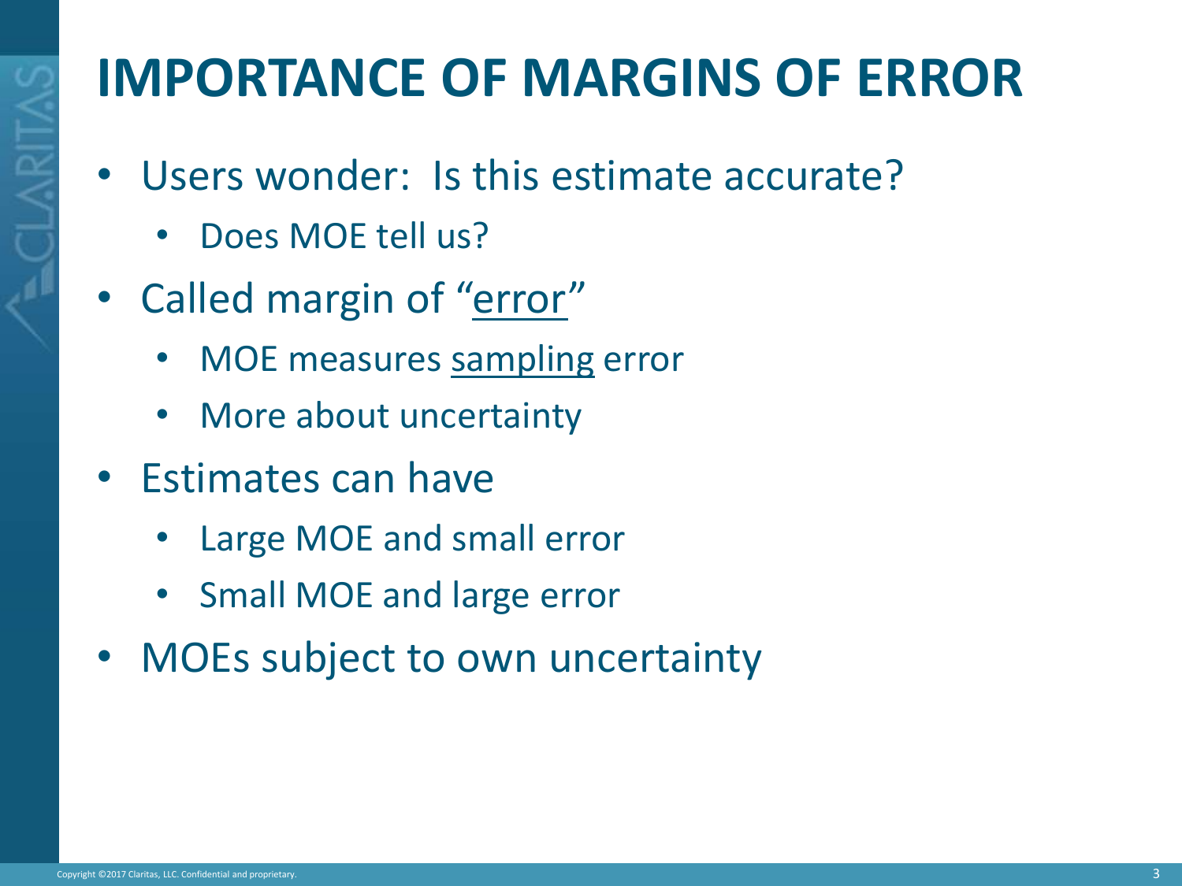# IMPORTANCE OF MARGINS OF ERROR

- Users wonder: Is this estimate accurate?
  - Does MOE tell us?
- Called margin of "<u>error</u>"
  - MOE measures <u>sampling</u> error
  - More about uncertainty
- Estimates can have
  - Large MOE and small error
  - Small MOE and large error
- MOEs subject to own uncertainty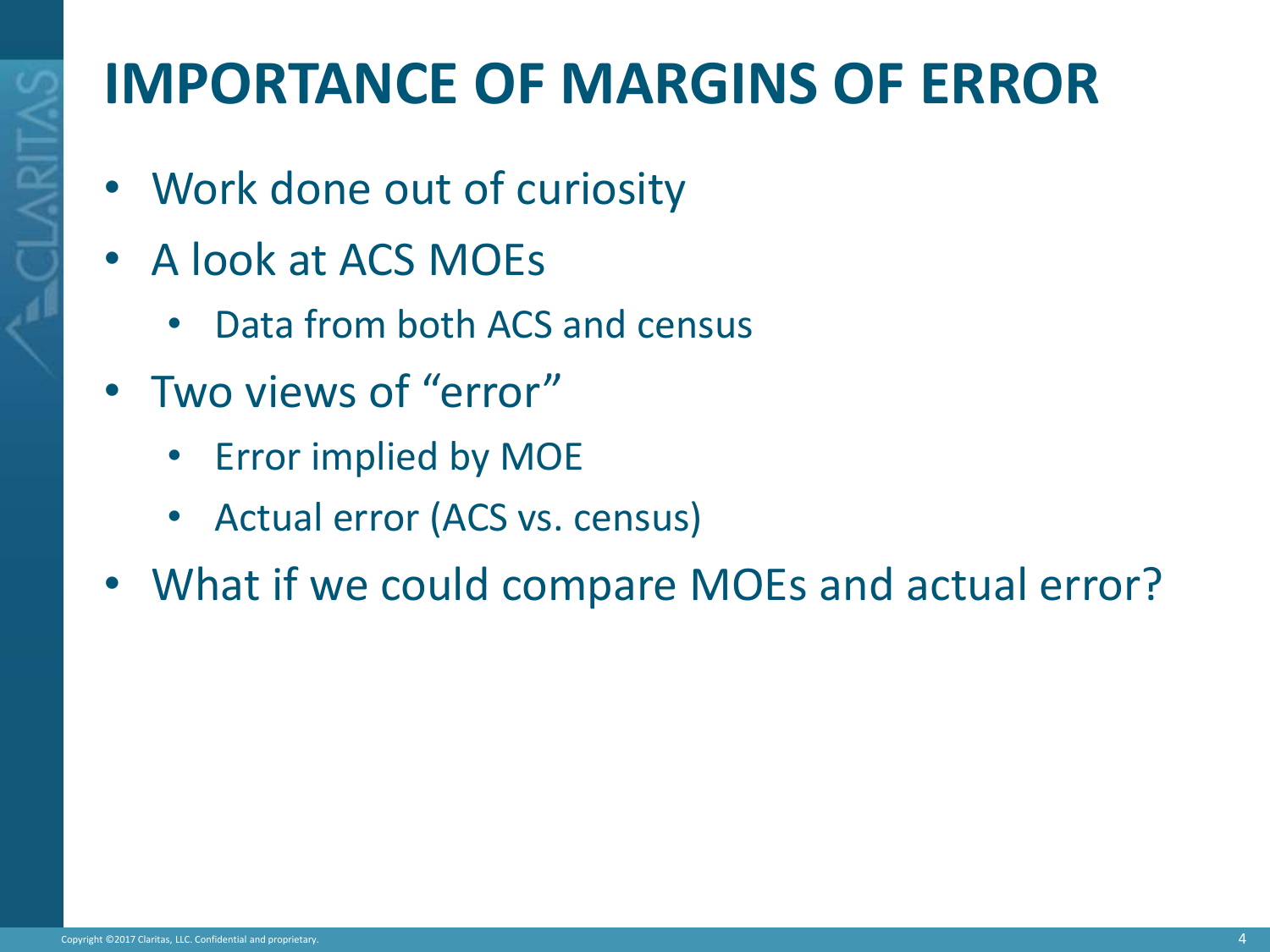# IMPORTANCE OF MARGINS OF ERROR

- Work done out of curiosity
- A look at ACS MOEs
  - Data from both ACS and census
- Two views of "error"
  - Error implied by MOE
  - Actual error (ACS vs. census)
- What if we could compare MOEs and actual error?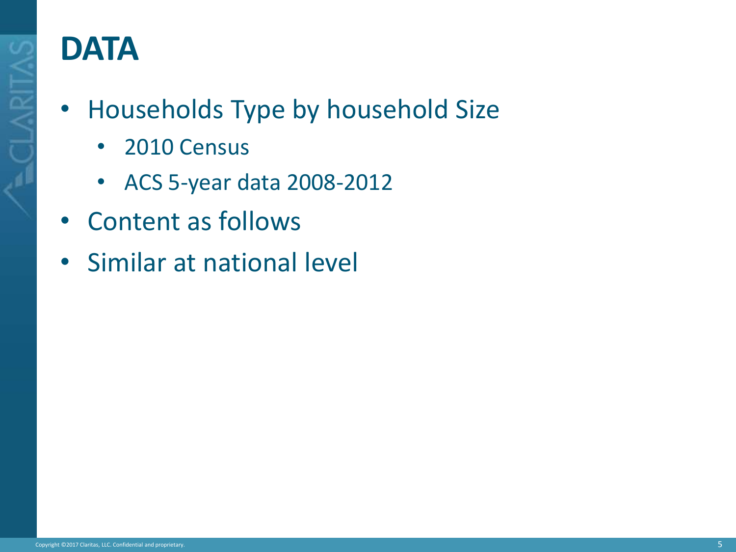# DATA

- Households Type by household Size
  - 2010 Census
  - ACS 5-year data 2008-2012
- Content as follows
- Similar at national level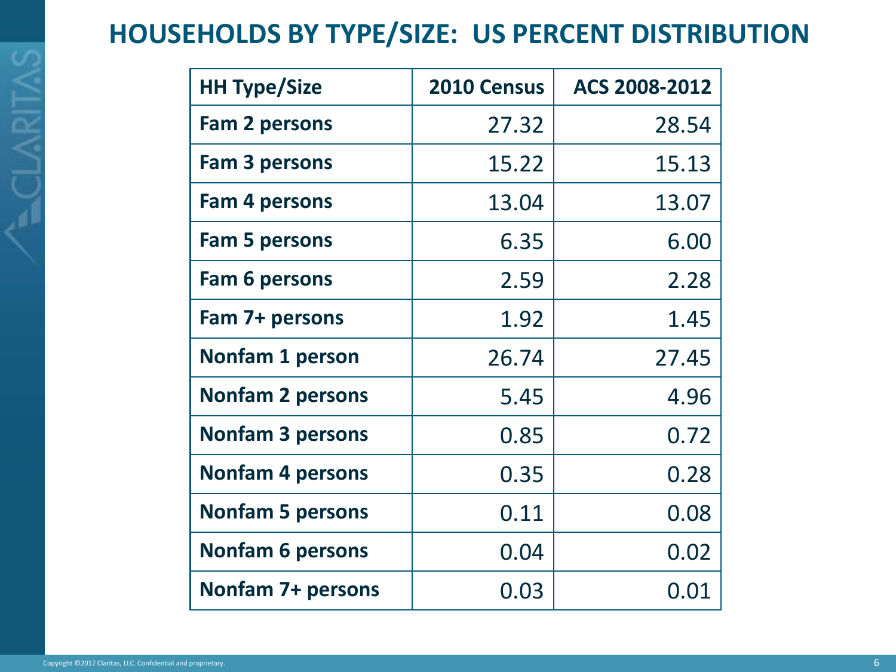# HOUSEHOLDS BY TYPE/SIZE: US PERCENT DISTRIBUTION

| HH Type/Size | 2010 Census | ACS 2008-2012 |
|---|---|---|
| Fam 2 persons | 27.32 | 28.54 |
| Fam 3 persons | 15.22 | 15.13 |
| Fam 4 persons | 13.04 | 13.07 |
| Fam 5 persons | 6.35 | 6.00 |
| Fam 6 persons | 2.59 | 2.28 |
| Fam 7+ persons | 1.92 | 1.45 |
| Nonfam 1 person | 26.74 | 27.45 |
| Nonfam 2 persons | 5.45 | 4.96 |
| Nonfam 3 persons | 0.85 | 0.72 |
| Nonfam 4 persons | 0.35 | 0.28 |
| Nonfam 5 persons | 0.11 | 0.08 |
| Nonfam 6 persons | 0.04 | 0.02 |
| Nonfam 7+ persons | 0.03 | 0.01 |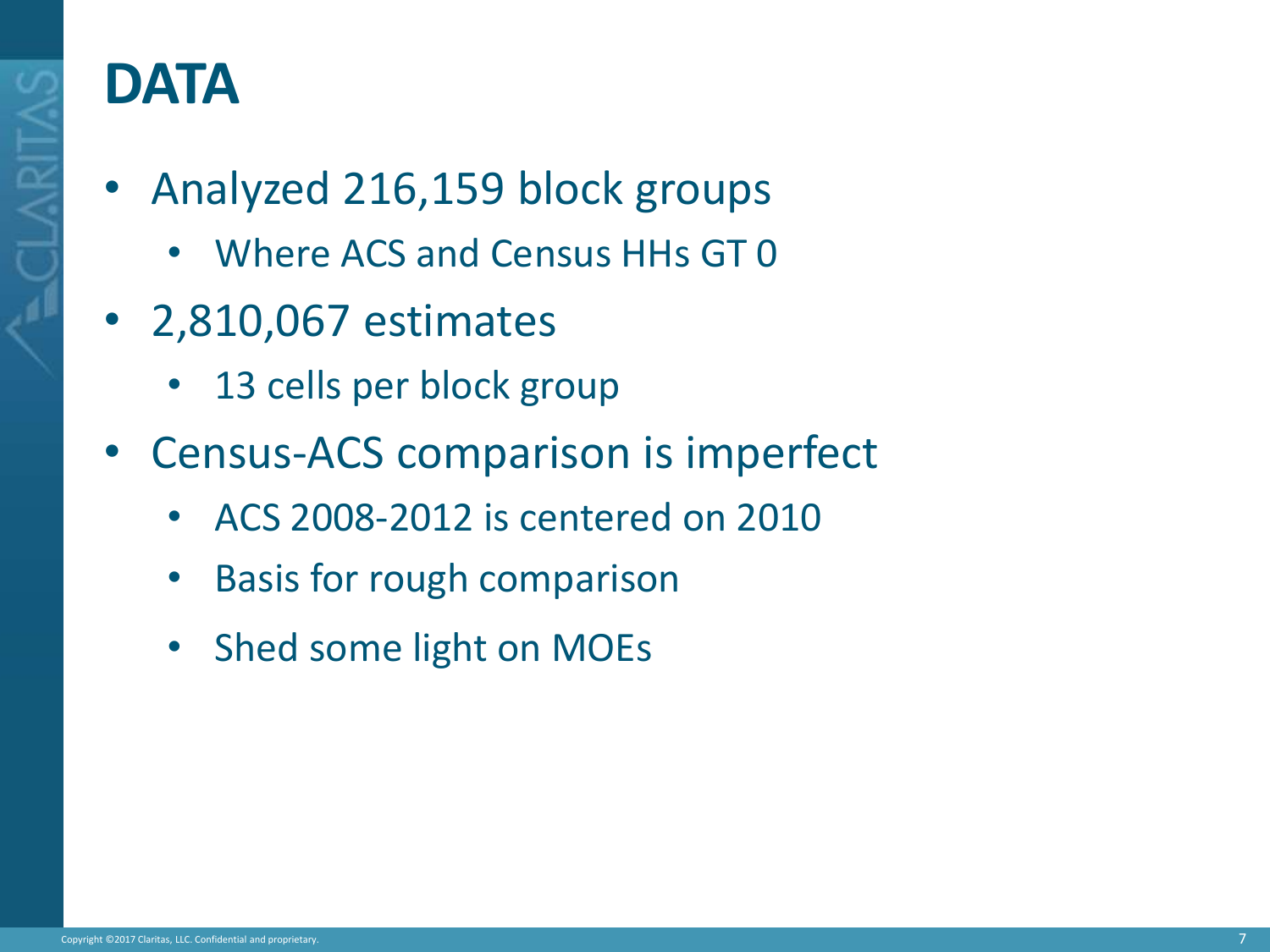# DATA

- Analyzed 216,159 block groups
  - Where ACS and Census HHs GT 0
- 2,810,067 estimates
  - 13 cells per block group
- Census-ACS comparison is imperfect
  - ACS 2008-2012 is centered on 2010
  - Basis for rough comparison
  - Shed some light on MOEs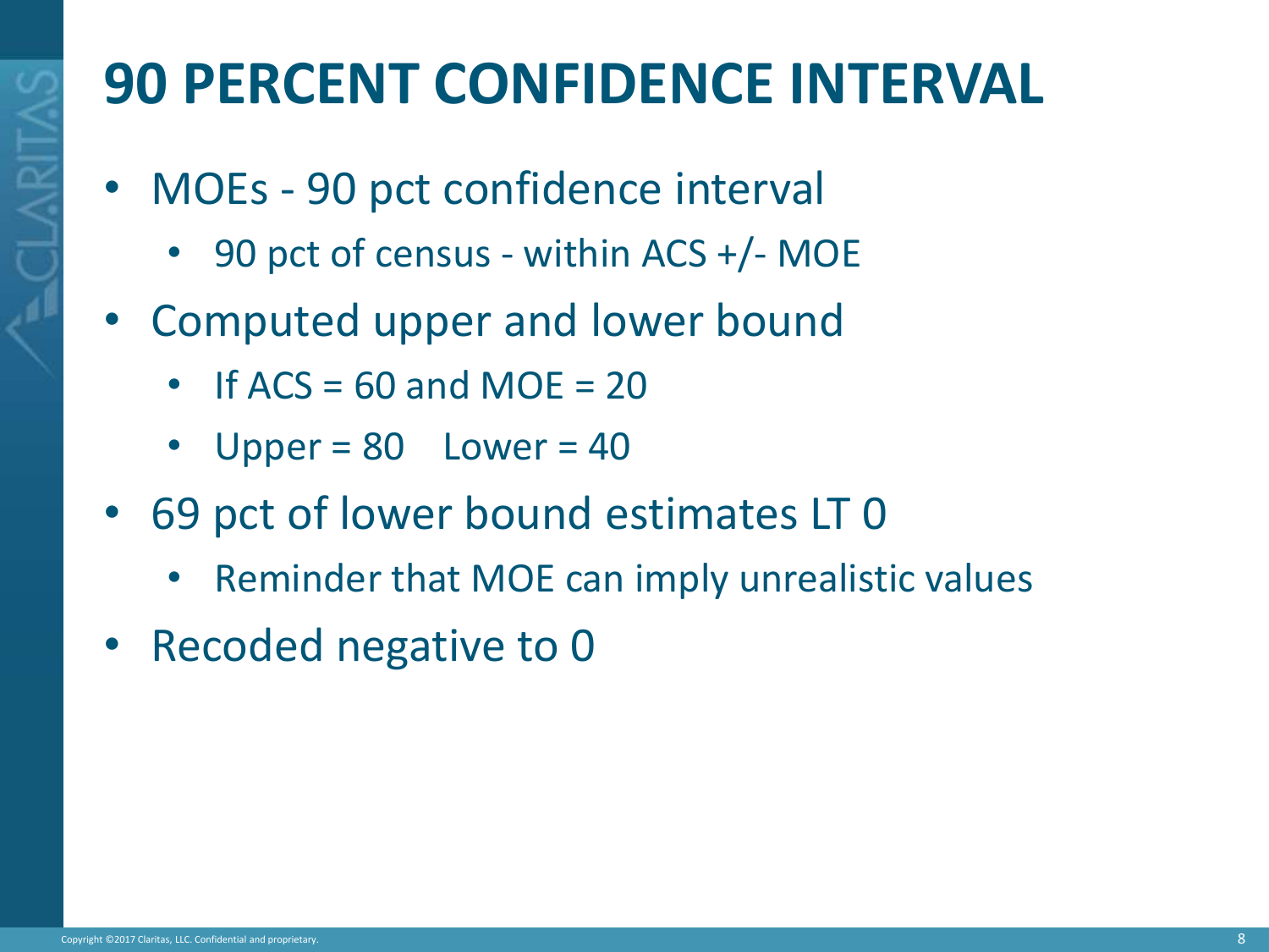# 90 PERCENT CONFIDENCE INTERVAL

- MOEs - 90 pct confidence interval
  - 90 pct of census - within ACS +/- MOE
- Computed upper and lower bound
  - If ACS = 60 and MOE = 20
  - Upper = 80    Lower = 40
- 69 pct of lower bound estimates LT 0
  - Reminder that MOE can imply unrealistic values
- Recoded negative to 0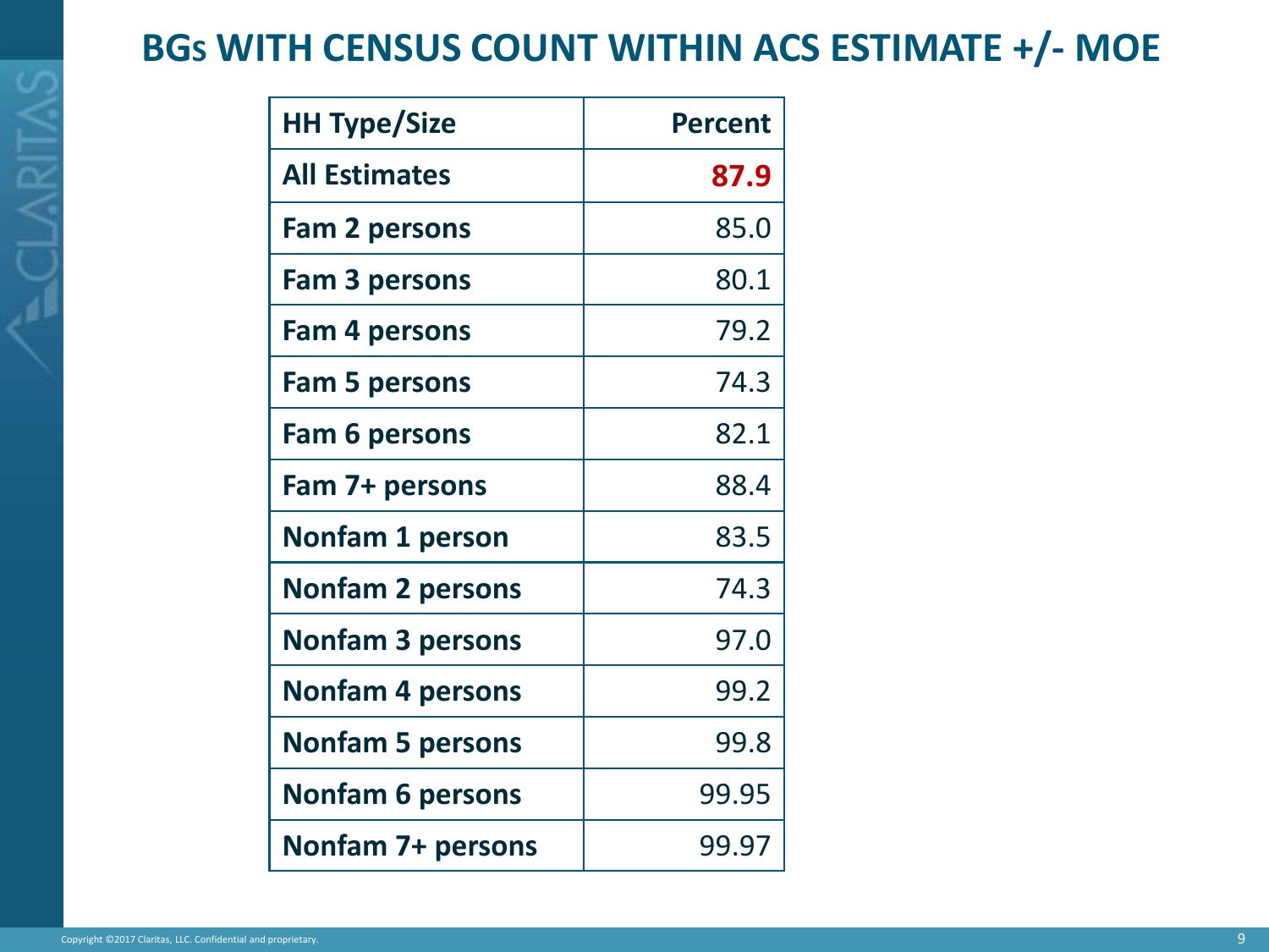# BGs WITH CENSUS COUNT WITHIN ACS ESTIMATE +/- MOE

| HH Type/Size | Percent |
|---|---|
| All Estimates | **87.9** |
| Fam 2 persons | 85.0 |
| Fam 3 persons | 80.1 |
| Fam 4 persons | 79.2 |
| Fam 5 persons | 74.3 |
| Fam 6 persons | 82.1 |
| Fam 7+ persons | 88.4 |
| Nonfam 1 person | 83.5 |
| Nonfam 2 persons | 74.3 |
| Nonfam 3 persons | 97.0 |
| Nonfam 4 persons | 99.2 |
| Nonfam 5 persons | 99.8 |
| Nonfam 6 persons | 99.95 |
| Nonfam 7+ persons | 99.97 |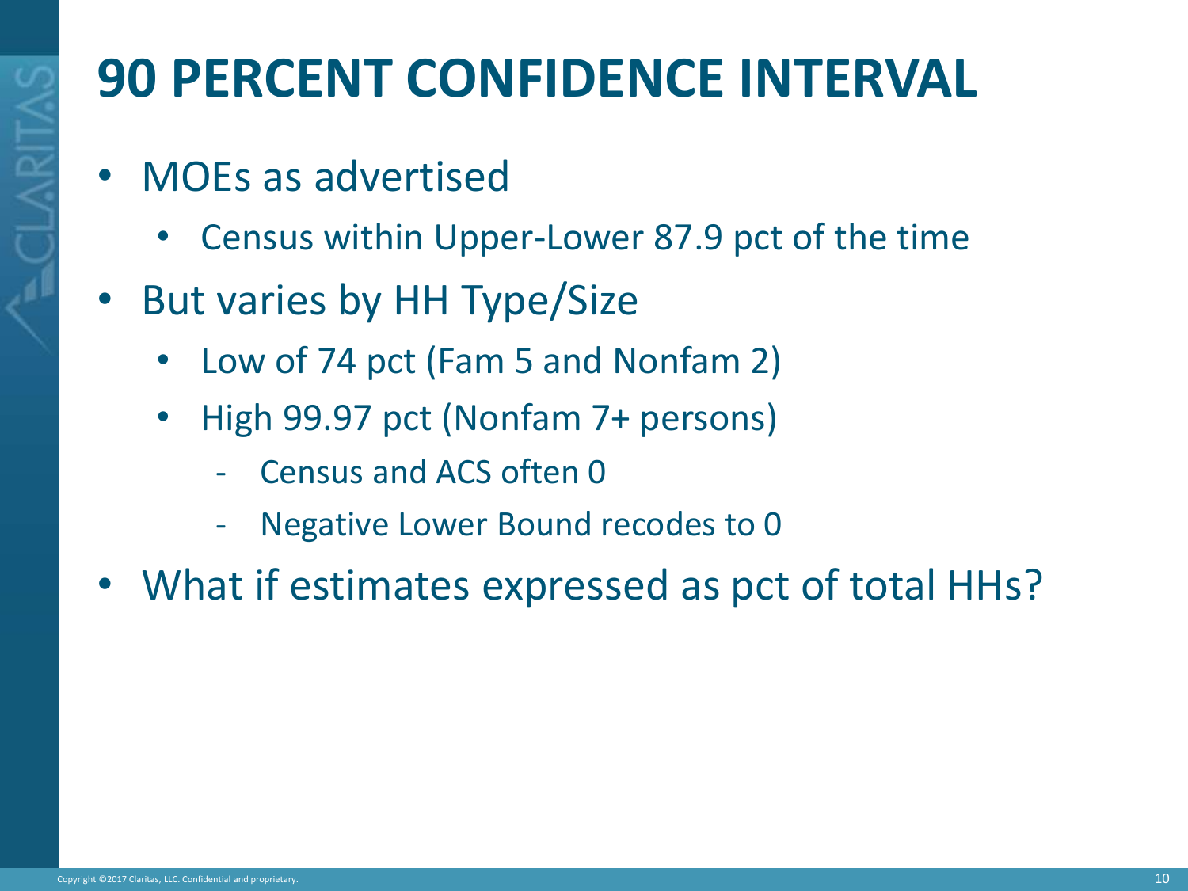# 90 PERCENT CONFIDENCE INTERVAL

- MOEs as advertised
  - Census within Upper-Lower 87.9 pct of the time
- But varies by HH Type/Size
  - Low of 74 pct (Fam 5 and Nonfam 2)
  - High 99.97 pct (Nonfam 7+ persons)
    - Census and ACS often 0
    - Negative Lower Bound recodes to 0
- What if estimates expressed as pct of total HHs?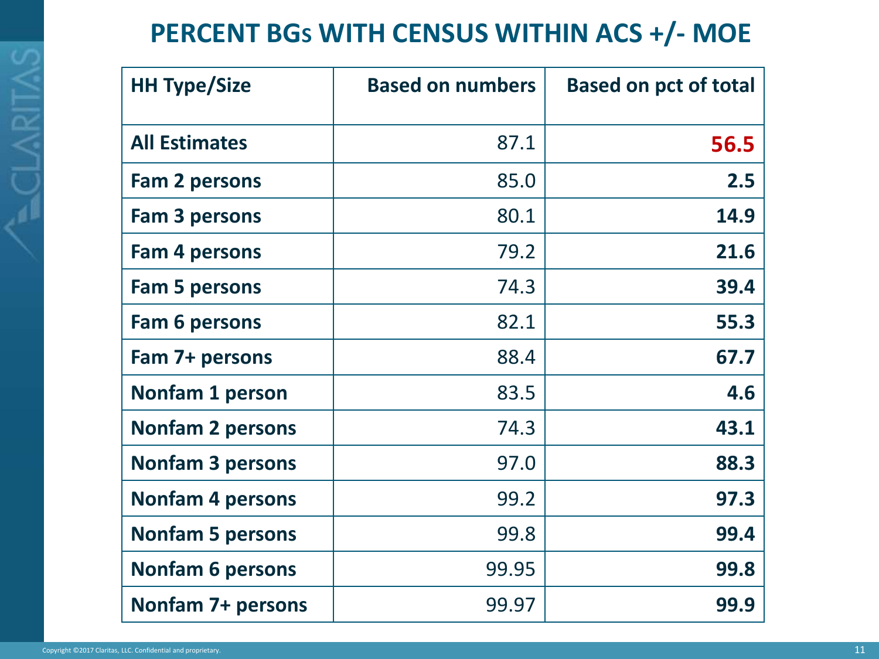# PERCENT BGs WITH CENSUS WITHIN ACS +/- MOE

| HH Type/Size | Based on numbers | Based on pct of total |
|---|---|---|
| **All Estimates** | 87.1 | **56.5** |
| **Fam 2 persons** | 85.0 | **2.5** |
| **Fam 3 persons** | 80.1 | **14.9** |
| **Fam 4 persons** | 79.2 | **21.6** |
| **Fam 5 persons** | 74.3 | **39.4** |
| **Fam 6 persons** | 82.1 | **55.3** |
| **Fam 7+ persons** | 88.4 | **67.7** |
| **Nonfam 1 person** | 83.5 | **4.6** |
| **Nonfam 2 persons** | 74.3 | **43.1** |
| **Nonfam 3 persons** | 97.0 | **88.3** |
| **Nonfam 4 persons** | 99.2 | **97.3** |
| **Nonfam 5 persons** | 99.8 | **99.4** |
| **Nonfam 6 persons** | 99.95 | **99.8** |
| **Nonfam 7+ persons** | 99.97 | **99.9** |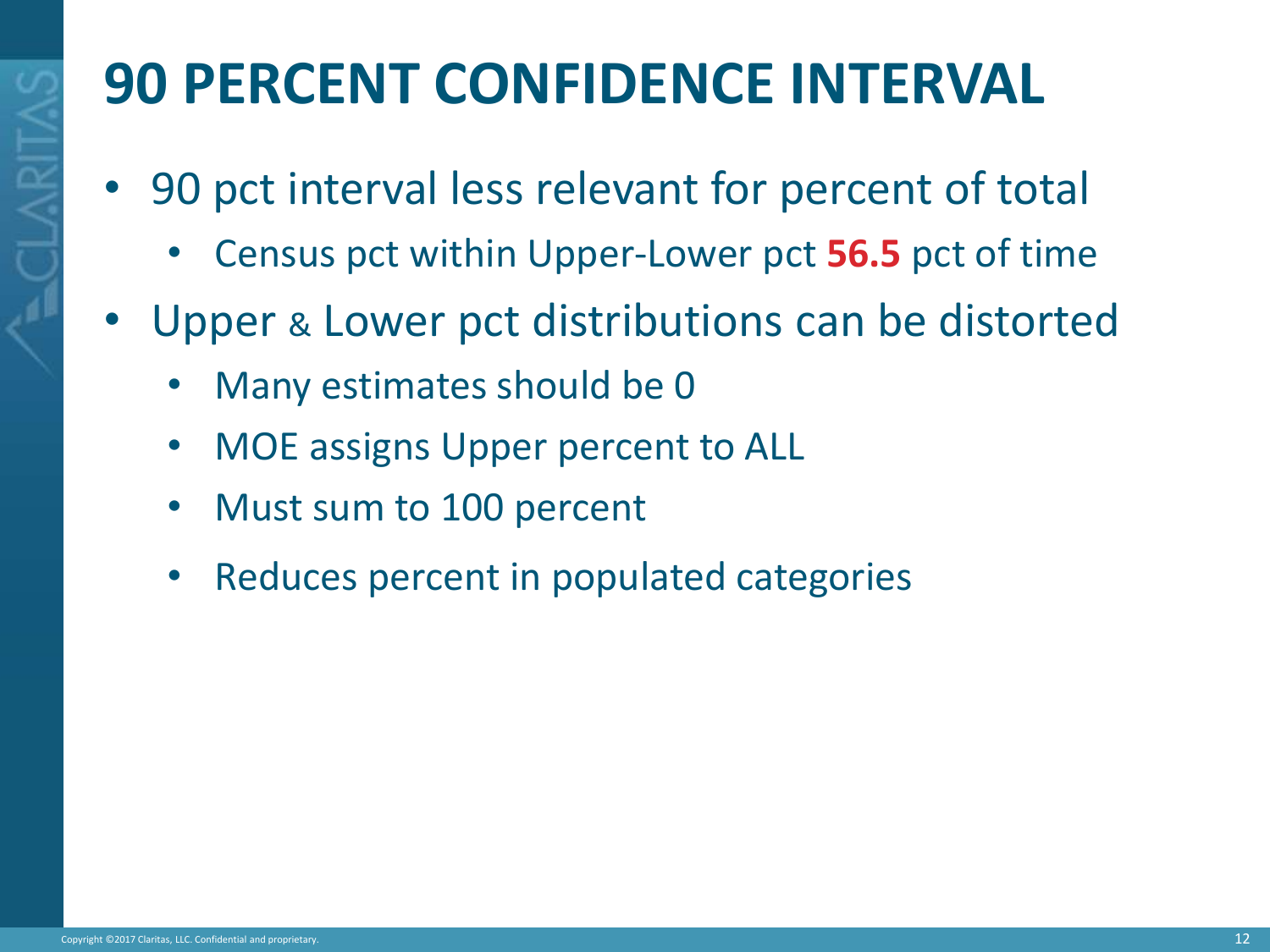# 90 PERCENT CONFIDENCE INTERVAL

- 90 pct interval less relevant for percent of total
  - Census pct within Upper-Lower pct **56.5** pct of time
- Upper & Lower pct distributions can be distorted
  - Many estimates should be 0
  - MOE assigns Upper percent to ALL
  - Must sum to 100 percent
  - Reduces percent in populated categories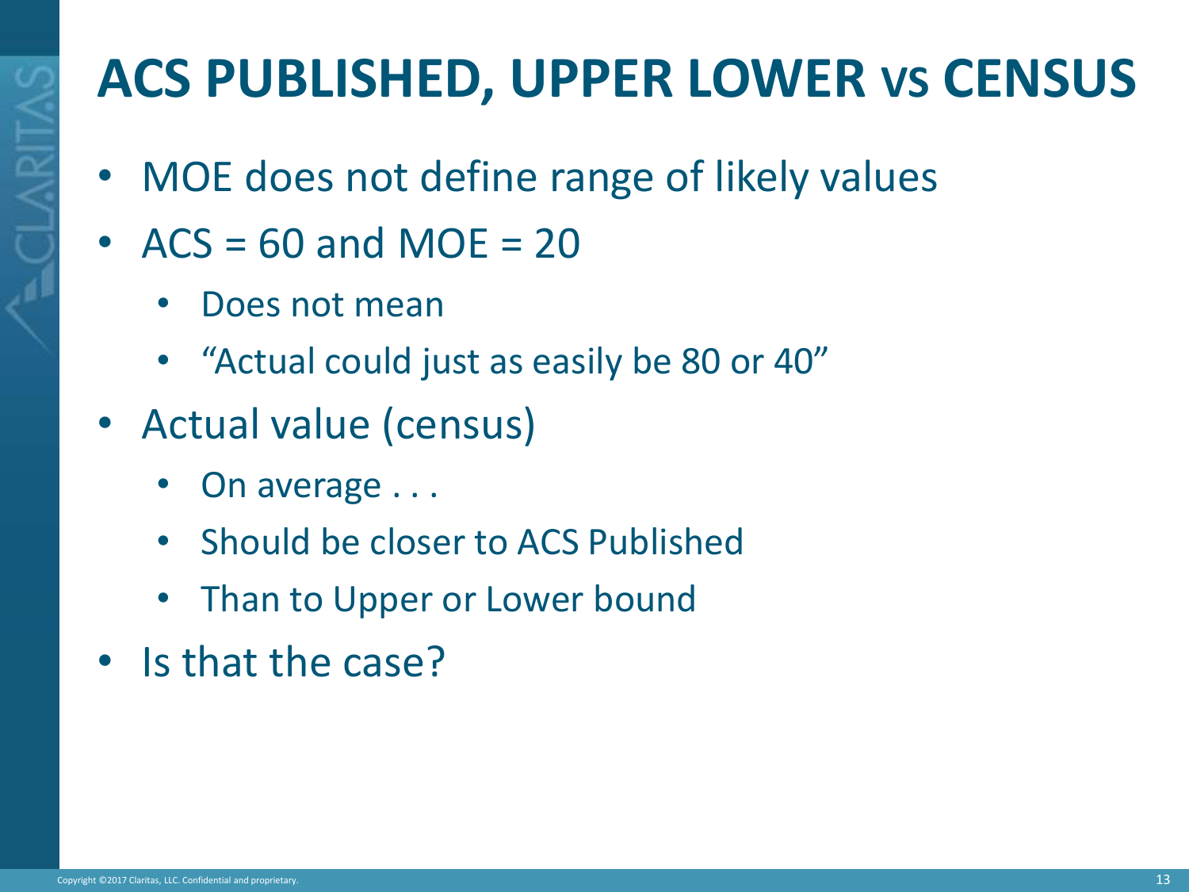# ACS PUBLISHED, UPPER LOWER vs CENSUS

- MOE does not define range of likely values
- ACS = 60 and MOE = 20
  - Does not mean
  - "Actual could just as easily be 80 or 40"
- Actual value (census)
  - On average . . .
  - Should be closer to ACS Published
  - Than to Upper or Lower bound
- Is that the case?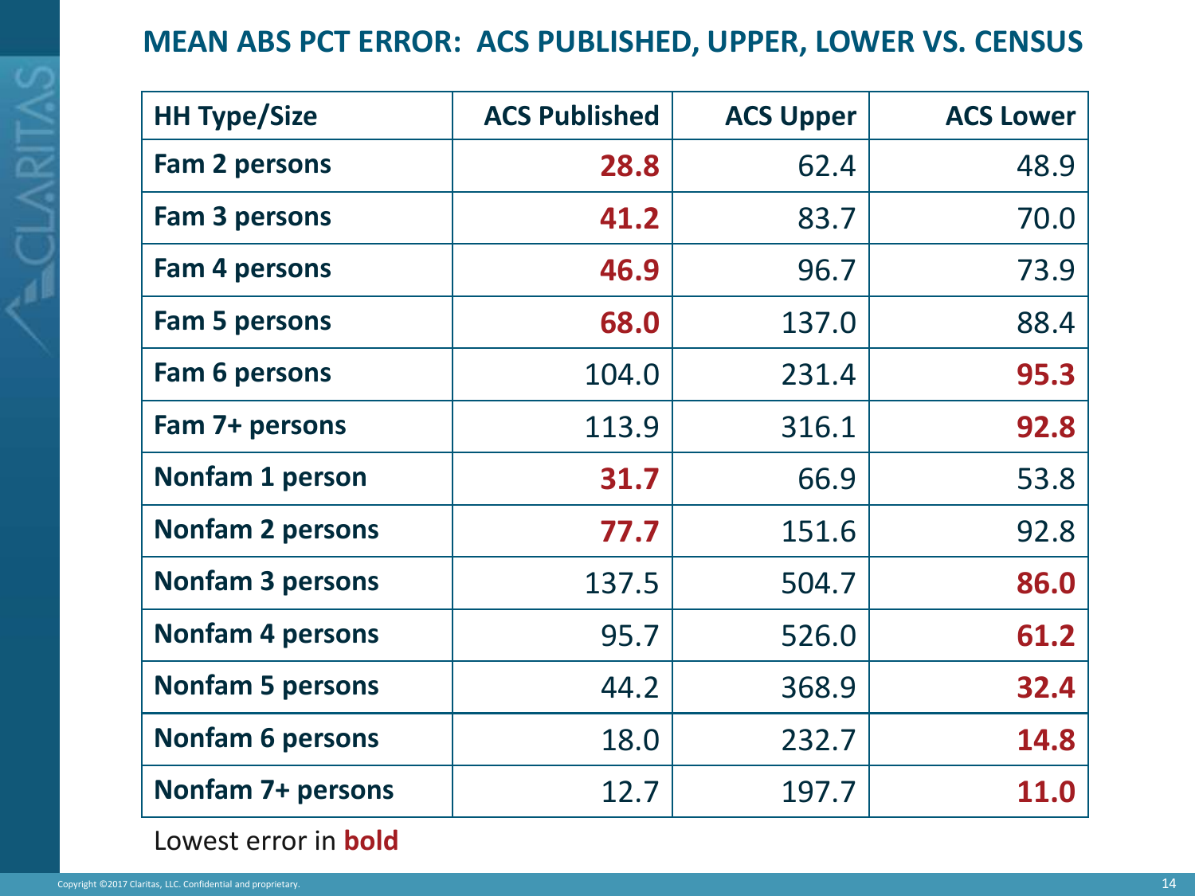## MEAN ABS PCT ERROR: ACS PUBLISHED, UPPER, LOWER VS. CENSUS

| HH Type/Size | ACS Published | ACS Upper | ACS Lower |
|---|---|---|---|
| Fam 2 persons | **28.8** | 62.4 | 48.9 |
| Fam 3 persons | **41.2** | 83.7 | 70.0 |
| Fam 4 persons | **46.9** | 96.7 | 73.9 |
| Fam 5 persons | **68.0** | 137.0 | 88.4 |
| Fam 6 persons | 104.0 | 231.4 | **95.3** |
| Fam 7+ persons | 113.9 | 316.1 | **92.8** |
| Nonfam 1 person | **31.7** | 66.9 | 53.8 |
| Nonfam 2 persons | **77.7** | 151.6 | 92.8 |
| Nonfam 3 persons | 137.5 | 504.7 | **86.0** |
| Nonfam 4 persons | 95.7 | 526.0 | **61.2** |
| Nonfam 5 persons | 44.2 | 368.9 | **32.4** |
| Nonfam 6 persons | 18.0 | 232.7 | **14.8** |
| Nonfam 7+ persons | 12.7 | 197.7 | **11.0** |

Lowest error in **bold**

Copyright ©2017 Claritas, LLC. Confidential and proprietary.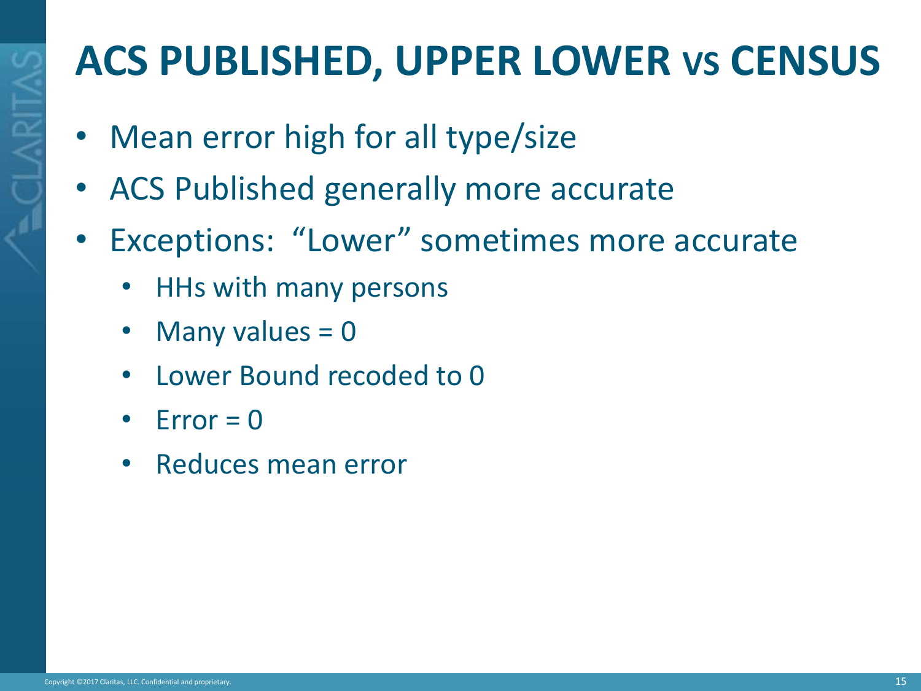# ACS PUBLISHED, UPPER LOWER vs CENSUS

- Mean error high for all type/size
- ACS Published generally more accurate
- Exceptions: “Lower” sometimes more accurate
  - HHs with many persons
  - Many values = 0
  - Lower Bound recoded to 0
  - Error = 0
  - Reduces mean error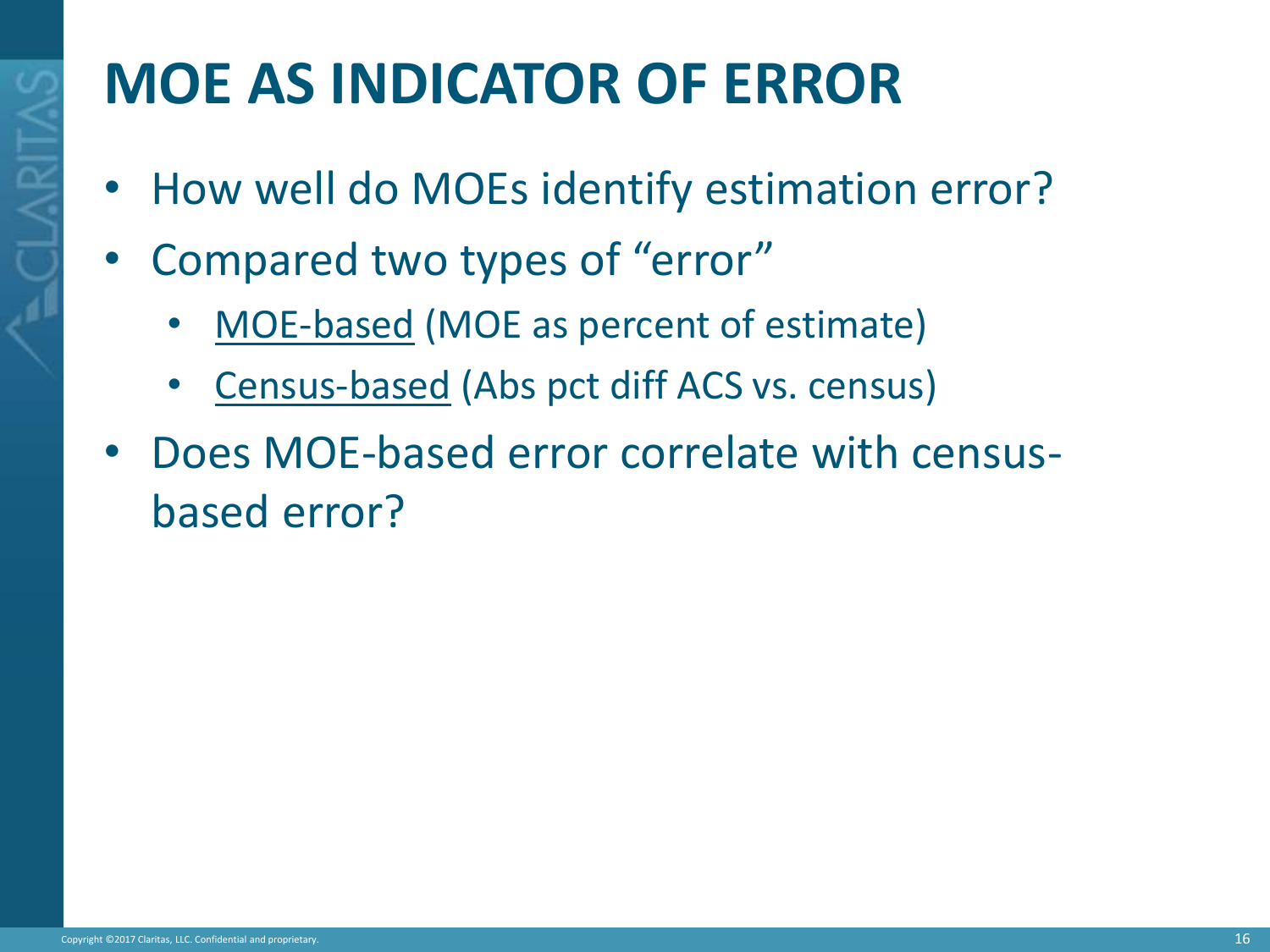# MOE AS INDICATOR OF ERROR

- How well do MOEs identify estimation error?
- Compared two types of "error"
  - <u>MOE-based</u> (MOE as percent of estimate)
  - <u>Census-based</u> (Abs pct diff ACS vs. census)
- Does MOE-based error correlate with census-based error?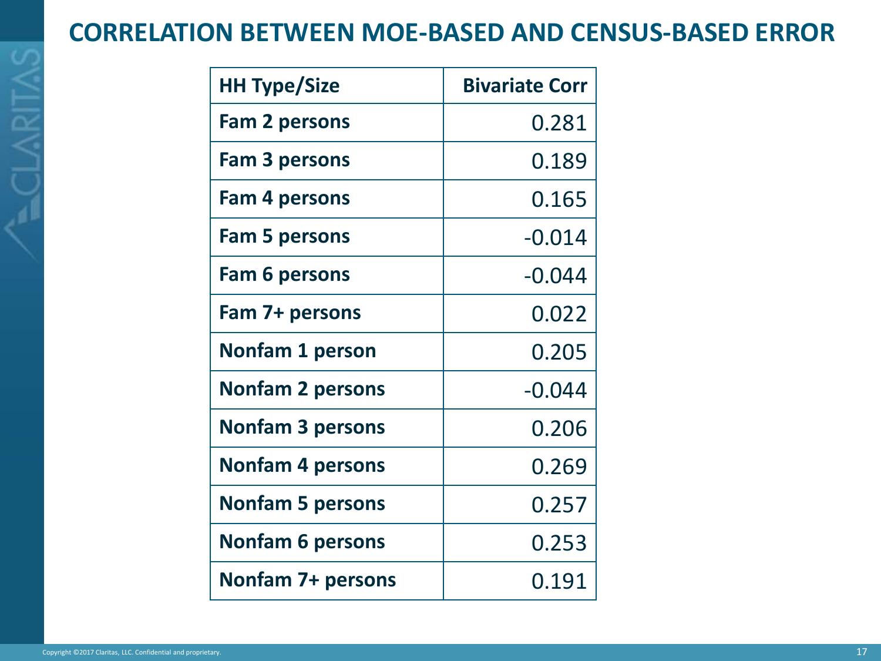# CORRELATION BETWEEN MOE-BASED AND CENSUS-BASED ERROR

| HH Type/Size | Bivariate Corr |
|---|---:|
| Fam 2 persons | 0.281 |
| Fam 3 persons | 0.189 |
| Fam 4 persons | 0.165 |
| Fam 5 persons | -0.014 |
| Fam 6 persons | -0.044 |
| Fam 7+ persons | 0.022 |
| Nonfam 1 person | 0.205 |
| Nonfam 2 persons | -0.044 |
| Nonfam 3 persons | 0.206 |
| Nonfam 4 persons | 0.269 |
| Nonfam 5 persons | 0.257 |
| Nonfam 6 persons | 0.253 |
| Nonfam 7+ persons | 0.191 |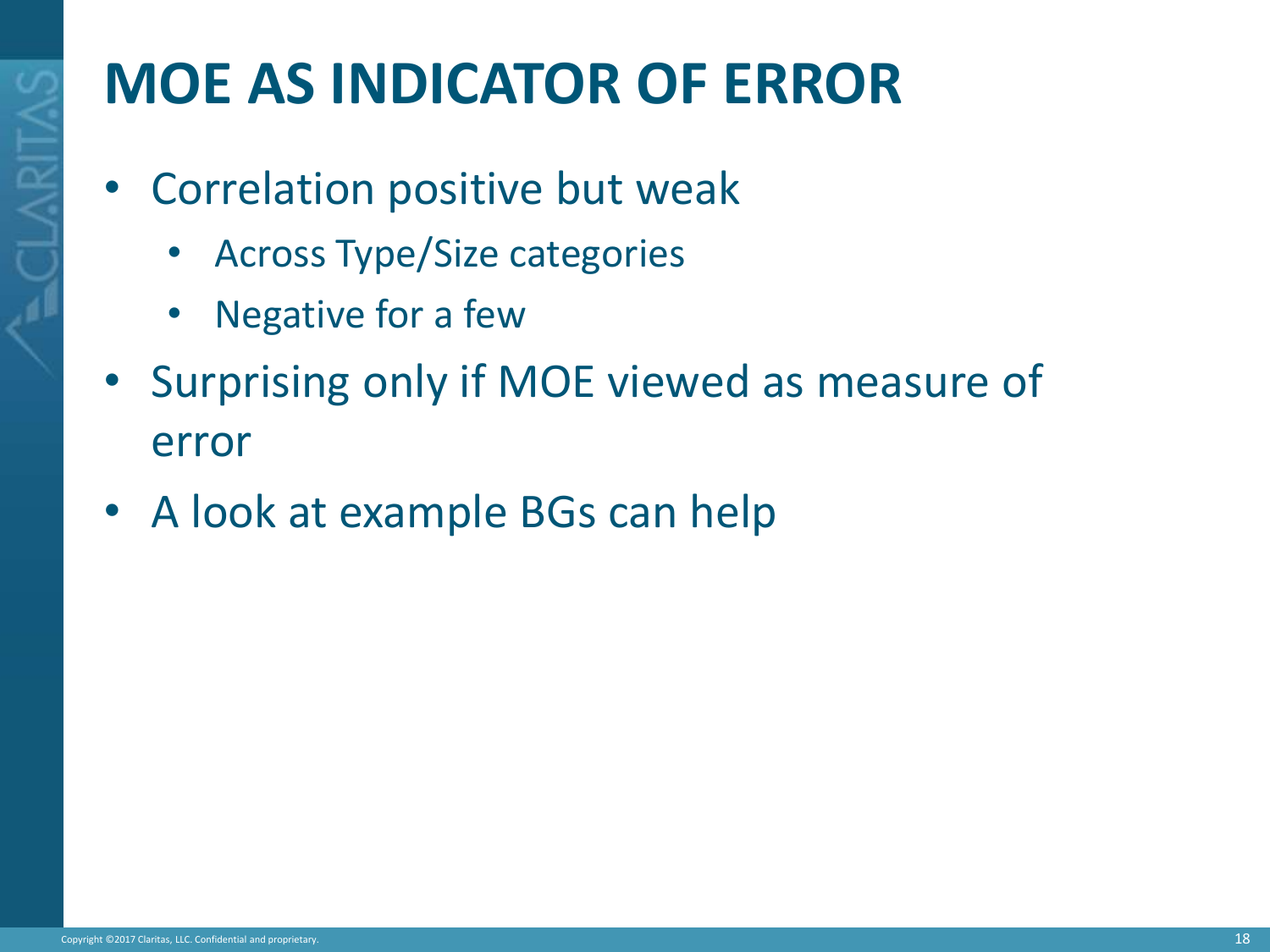# MOE AS INDICATOR OF ERROR

- Correlation positive but weak
  - Across Type/Size categories
  - Negative for a few
- Surprising only if MOE viewed as measure of error
- A look at example BGs can help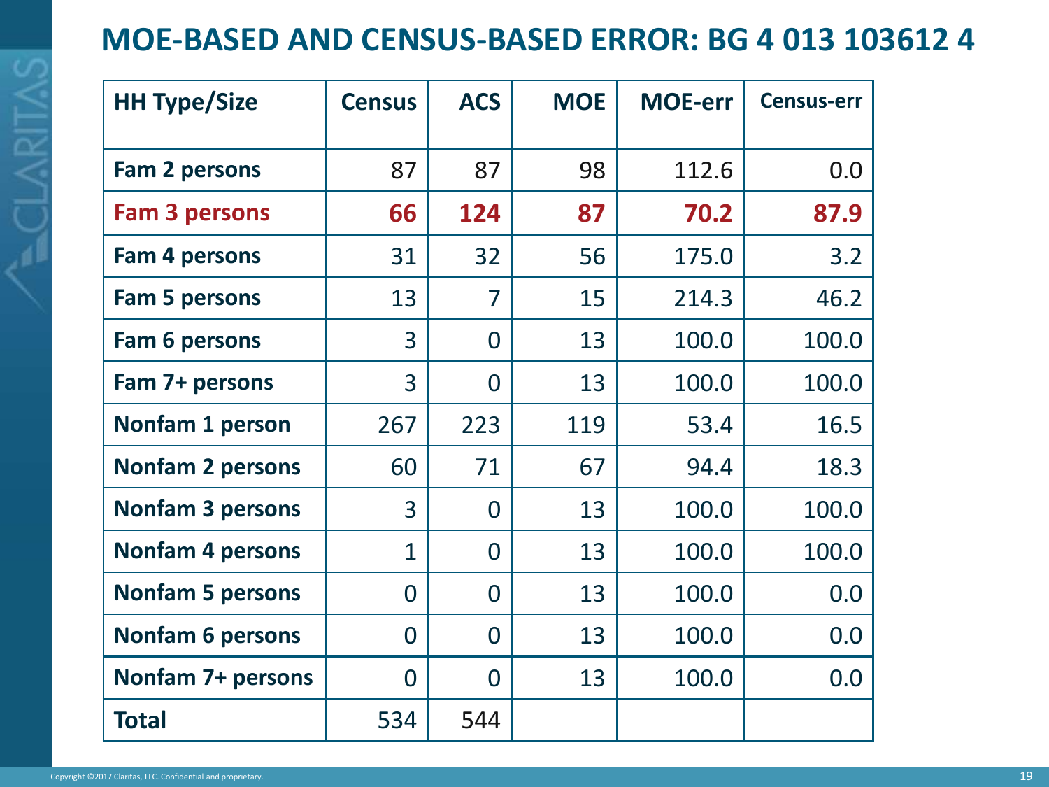# MOE-BASED AND CENSUS-BASED ERROR: BG 4 013 103612 4

| HH Type/Size | Census | ACS | MOE | MOE-err | Census-err |
|---|---|---|---|---|---|
| Fam 2 persons | 87 | 87 | 98 | 112.6 | 0.0 |
| **Fam 3 persons** | **66** | **124** | **87** | **70.2** | **87.9** |
| Fam 4 persons | 31 | 32 | 56 | 175.0 | 3.2 |
| Fam 5 persons | 13 | 7 | 15 | 214.3 | 46.2 |
| Fam 6 persons | 3 | 0 | 13 | 100.0 | 100.0 |
| Fam 7+ persons | 3 | 0 | 13 | 100.0 | 100.0 |
| Nonfam 1 person | 267 | 223 | 119 | 53.4 | 16.5 |
| Nonfam 2 persons | 60 | 71 | 67 | 94.4 | 18.3 |
| Nonfam 3 persons | 3 | 0 | 13 | 100.0 | 100.0 |
| Nonfam 4 persons | 1 | 0 | 13 | 100.0 | 100.0 |
| Nonfam 5 persons | 0 | 0 | 13 | 100.0 | 0.0 |
| Nonfam 6 persons | 0 | 0 | 13 | 100.0 | 0.0 |
| Nonfam 7+ persons | 0 | 0 | 13 | 100.0 | 0.0 |
| Total | 534 | 544 | | | |

Copyright ©2017 Claritas, LLC. Confidential and proprietary.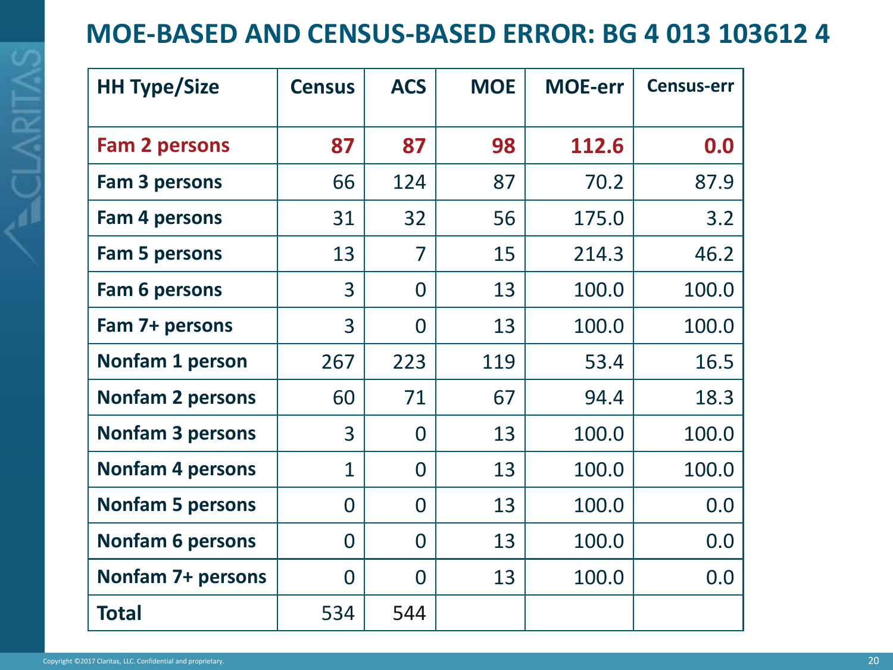# MOE-BASED AND CENSUS-BASED ERROR: BG 4 013 103612 4

| HH Type/Size | Census | ACS | MOE | MOE-err | Census-err |
|---|---|---|---|---|---|
| **Fam 2 persons** | **87** | **87** | **98** | **112.6** | **0.0** |
| Fam 3 persons | 66 | 124 | 87 | 70.2 | 87.9 |
| Fam 4 persons | 31 | 32 | 56 | 175.0 | 3.2 |
| Fam 5 persons | 13 | 7 | 15 | 214.3 | 46.2 |
| Fam 6 persons | 3 | 0 | 13 | 100.0 | 100.0 |
| Fam 7+ persons | 3 | 0 | 13 | 100.0 | 100.0 |
| Nonfam 1 person | 267 | 223 | 119 | 53.4 | 16.5 |
| Nonfam 2 persons | 60 | 71 | 67 | 94.4 | 18.3 |
| Nonfam 3 persons | 3 | 0 | 13 | 100.0 | 100.0 |
| Nonfam 4 persons | 1 | 0 | 13 | 100.0 | 100.0 |
| Nonfam 5 persons | 0 | 0 | 13 | 100.0 | 0.0 |
| Nonfam 6 persons | 0 | 0 | 13 | 100.0 | 0.0 |
| Nonfam 7+ persons | 0 | 0 | 13 | 100.0 | 0.0 |
| Total | 534 | 544 | | | |

Copyright ©2017 Claritas, LLC. Confidential and proprietary.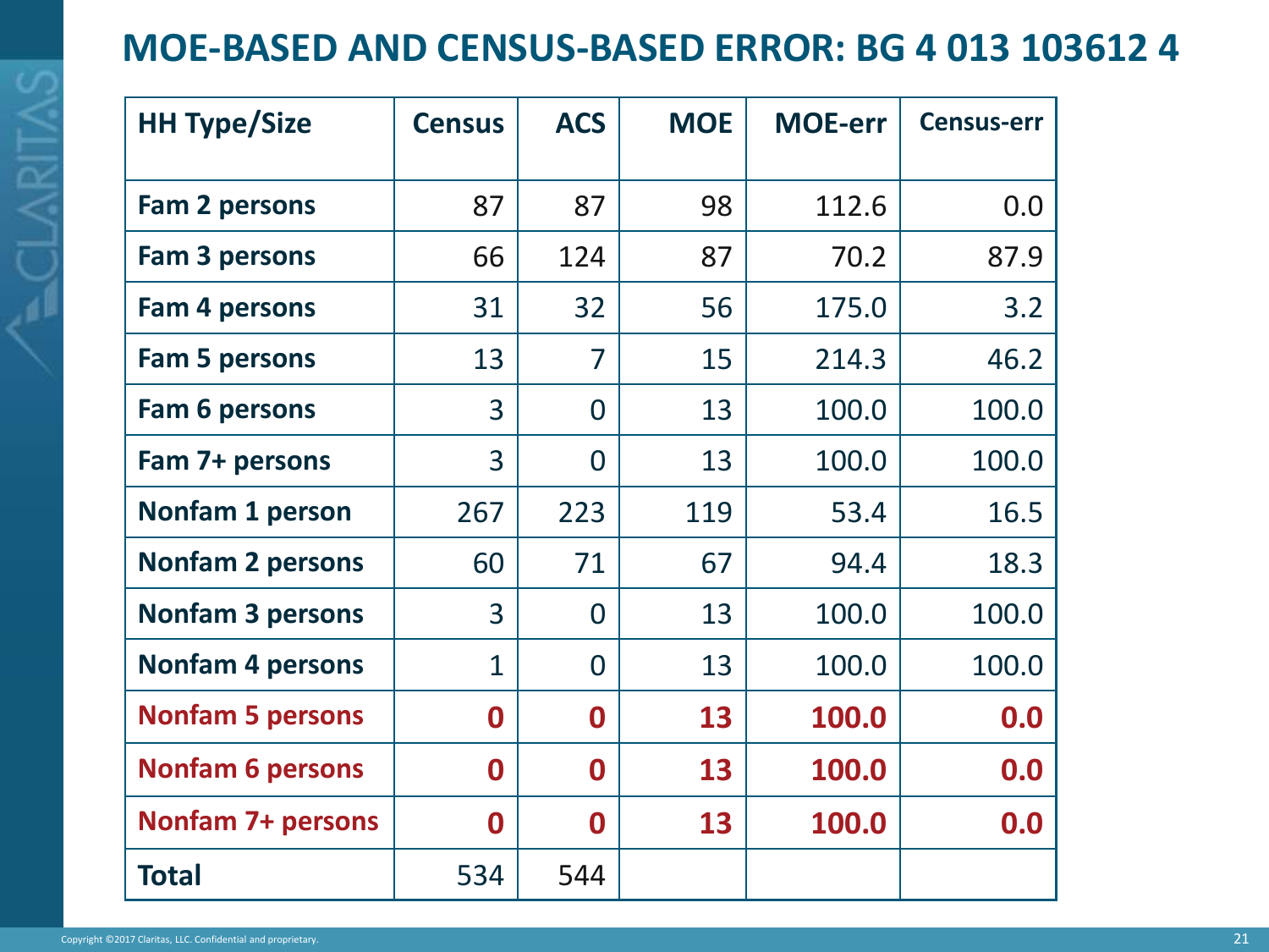# MOE-BASED AND CENSUS-BASED ERROR: BG 4 013 103612 4

| HH Type/Size | Census | ACS | MOE | MOE-err | Census-err |
|---|---|---|---|---|---|
| Fam 2 persons | 87 | 87 | 98 | 112.6 | 0.0 |
| Fam 3 persons | 66 | 124 | 87 | 70.2 | 87.9 |
| Fam 4 persons | 31 | 32 | 56 | 175.0 | 3.2 |
| Fam 5 persons | 13 | 7 | 15 | 214.3 | 46.2 |
| Fam 6 persons | 3 | 0 | 13 | 100.0 | 100.0 |
| Fam 7+ persons | 3 | 0 | 13 | 100.0 | 100.0 |
| Nonfam 1 person | 267 | 223 | 119 | 53.4 | 16.5 |
| Nonfam 2 persons | 60 | 71 | 67 | 94.4 | 18.3 |
| Nonfam 3 persons | 3 | 0 | 13 | 100.0 | 100.0 |
| Nonfam 4 persons | 1 | 0 | 13 | 100.0 | 100.0 |
| **Nonfam 5 persons** | **0** | **0** | **13** | **100.0** | **0.0** |
| **Nonfam 6 persons** | **0** | **0** | **13** | **100.0** | **0.0** |
| **Nonfam 7+ persons** | **0** | **0** | **13** | **100.0** | **0.0** |
| Total | 534 | 544 | | | |

Copyright ©2017 Claritas, LLC. Confidential and proprietary.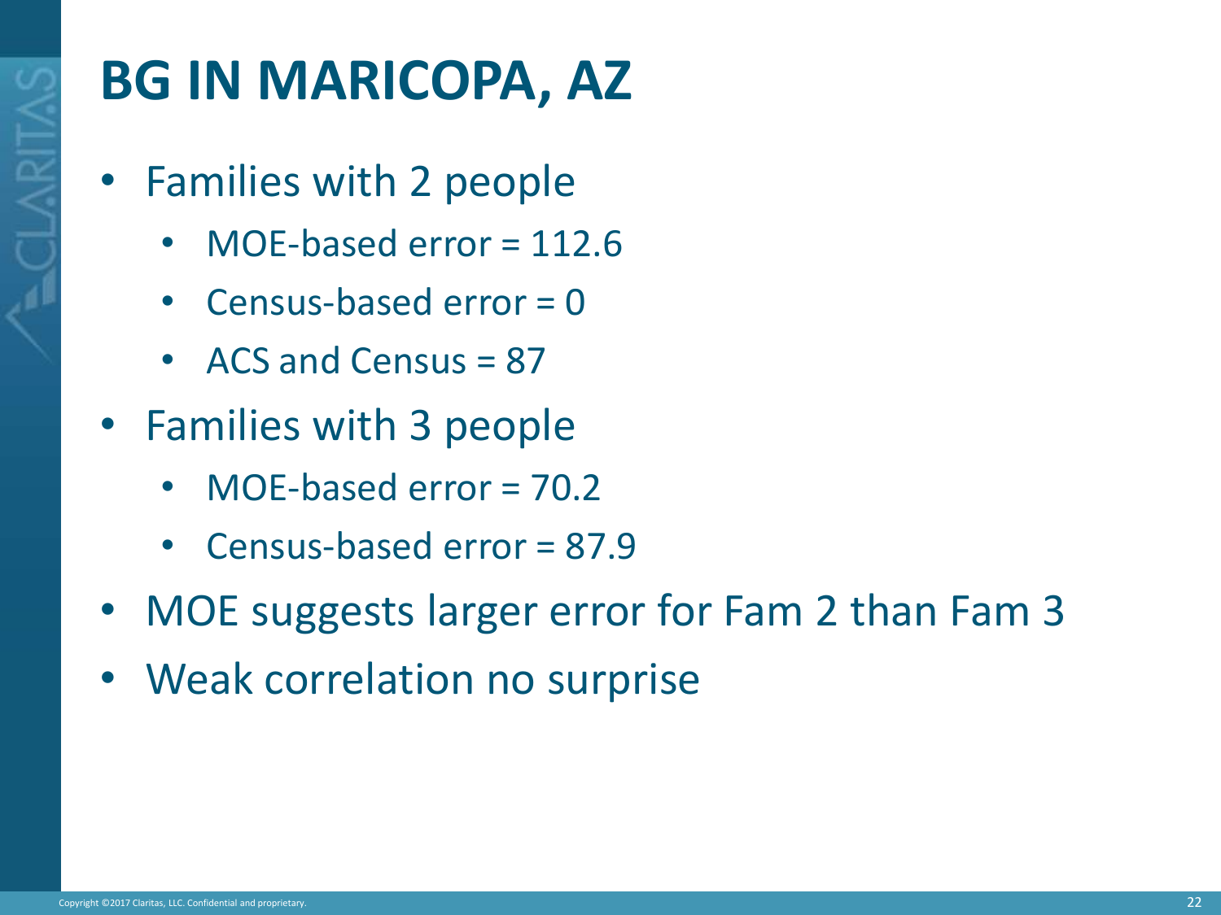# BG IN MARICOPA, AZ

- Families with 2 people
  - MOE-based error = 112.6
  - Census-based error = 0
  - ACS and Census = 87
- Families with 3 people
  - MOE-based error = 70.2
  - Census-based error = 87.9
- MOE suggests larger error for Fam 2 than Fam 3
- Weak correlation no surprise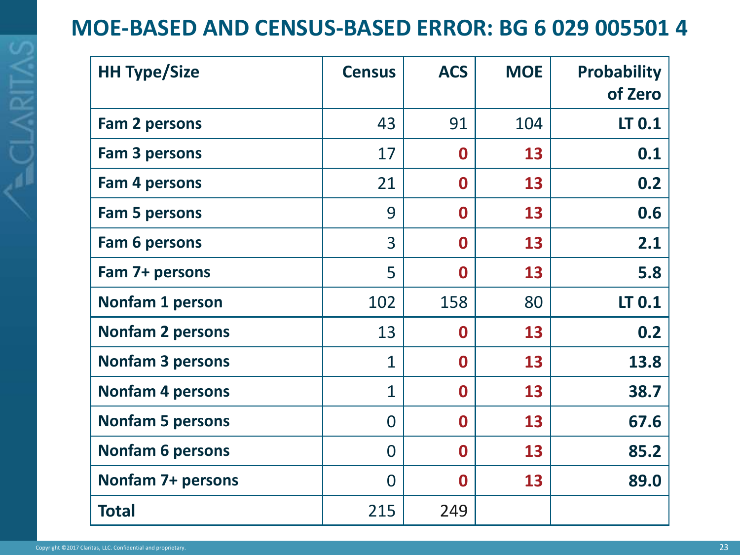# MOE-BASED AND CENSUS-BASED ERROR: BG 6 029 005501 4

| HH Type/Size | Census | ACS | MOE | Probability of Zero |
|---|---|---|---|---|
| Fam 2 persons | 43 | 91 | 104 | LT 0.1 |
| Fam 3 persons | 17 | 0 | 13 | 0.1 |
| Fam 4 persons | 21 | 0 | 13 | 0.2 |
| Fam 5 persons | 9 | 0 | 13 | 0.6 |
| Fam 6 persons | 3 | 0 | 13 | 2.1 |
| Fam 7+ persons | 5 | 0 | 13 | 5.8 |
| Nonfam 1 person | 102 | 158 | 80 | LT 0.1 |
| Nonfam 2 persons | 13 | 0 | 13 | 0.2 |
| Nonfam 3 persons | 1 | 0 | 13 | 13.8 |
| Nonfam 4 persons | 1 | 0 | 13 | 38.7 |
| Nonfam 5 persons | 0 | 0 | 13 | 67.6 |
| Nonfam 6 persons | 0 | 0 | 13 | 85.2 |
| Nonfam 7+ persons | 0 | 0 | 13 | 89.0 |
| Total | 215 | 249 | | |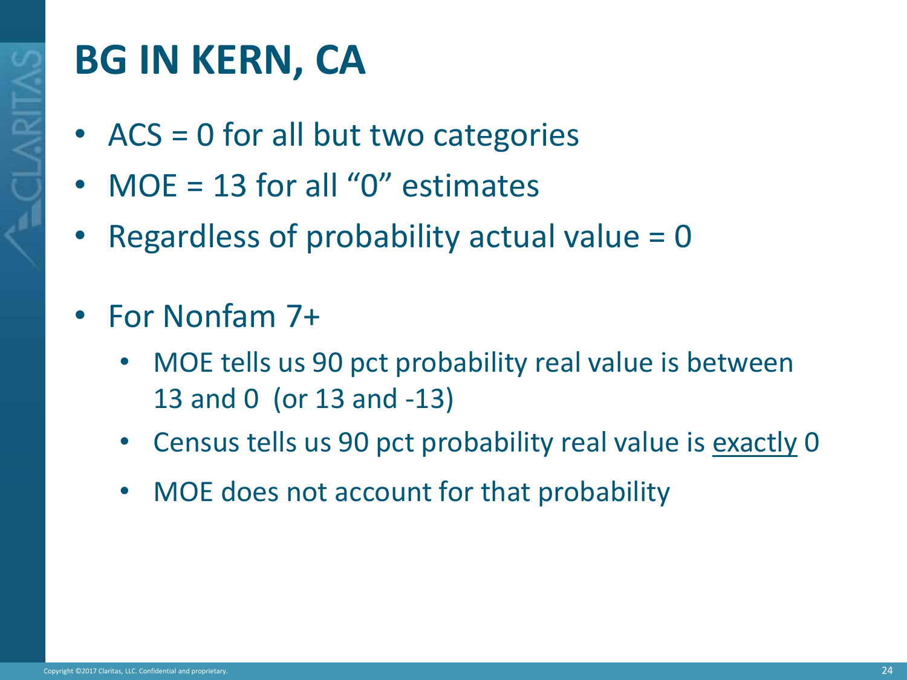# BG IN KERN, CA

- ACS = 0 for all but two categories
- MOE = 13 for all "0" estimates
- Regardless of probability actual value = 0

- For Nonfam 7+
  - MOE tells us 90 pct probability real value is between 13 and 0 (or 13 and -13)
  - Census tells us 90 pct probability real value is exactly 0
  - MOE does not account for that probability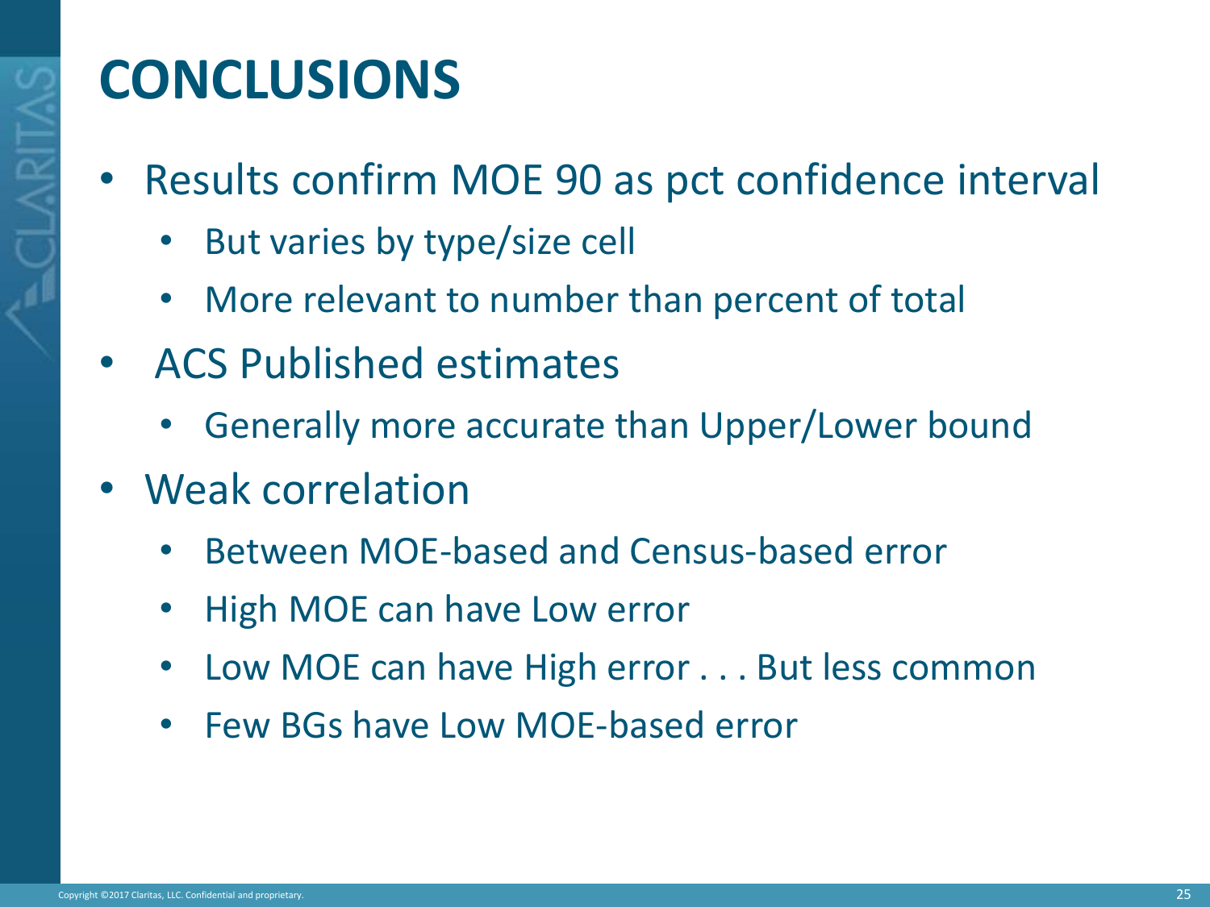# CONCLUSIONS

- Results confirm MOE 90 as pct confidence interval
  - But varies by type/size cell
  - More relevant to number than percent of total
- ACS Published estimates
  - Generally more accurate than Upper/Lower bound
- Weak correlation
  - Between MOE-based and Census-based error
  - High MOE can have Low error
  - Low MOE can have High error . . . But less common
  - Few BGs have Low MOE-based error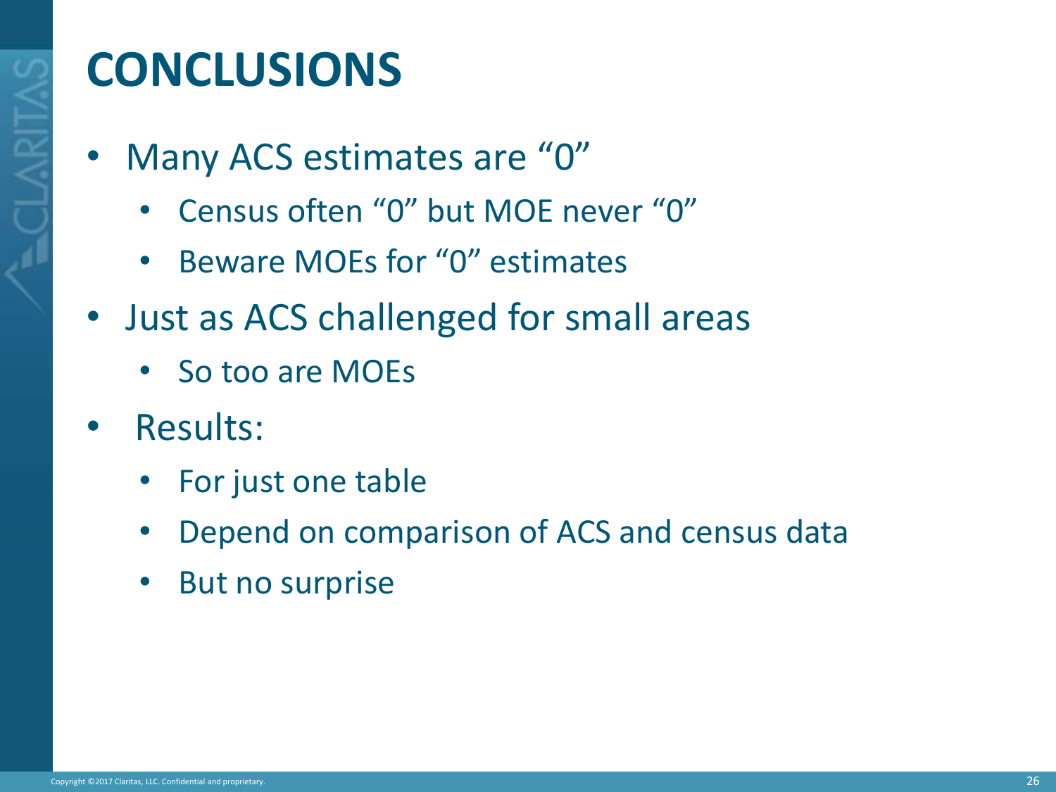# CONCLUSIONS

- Many ACS estimates are “0”
  - Census often “0” but MOE never “0”
  - Beware MOEs for “0” estimates
- Just as ACS challenged for small areas
  - So too are MOEs
- Results:
  - For just one table
  - Depend on comparison of ACS and census data
  - But no surprise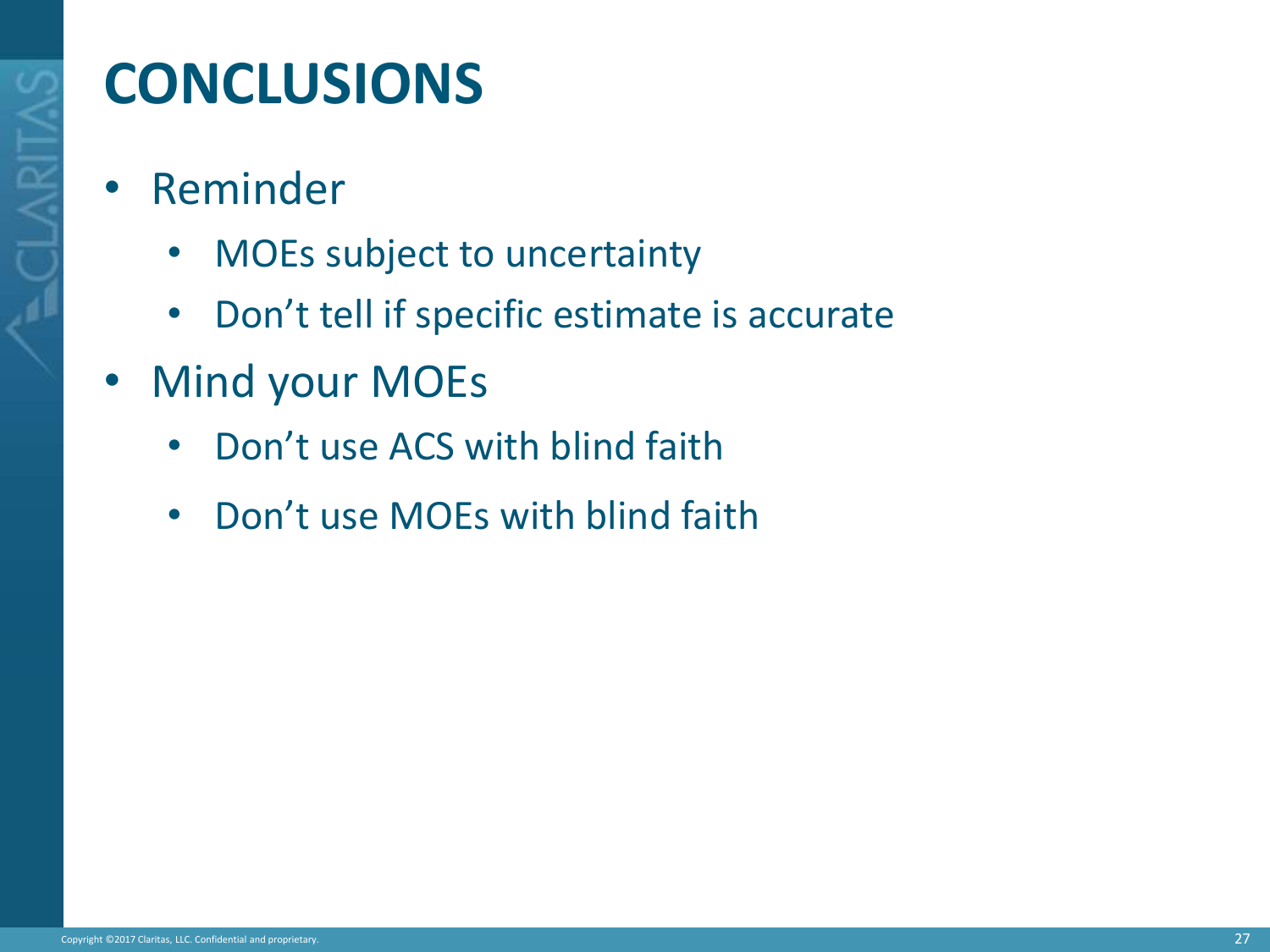# CONCLUSIONS

- Reminder
  - MOEs subject to uncertainty
  - Don't tell if specific estimate is accurate
- Mind your MOEs
  - Don't use ACS with blind faith
  - Don't use MOEs with blind faith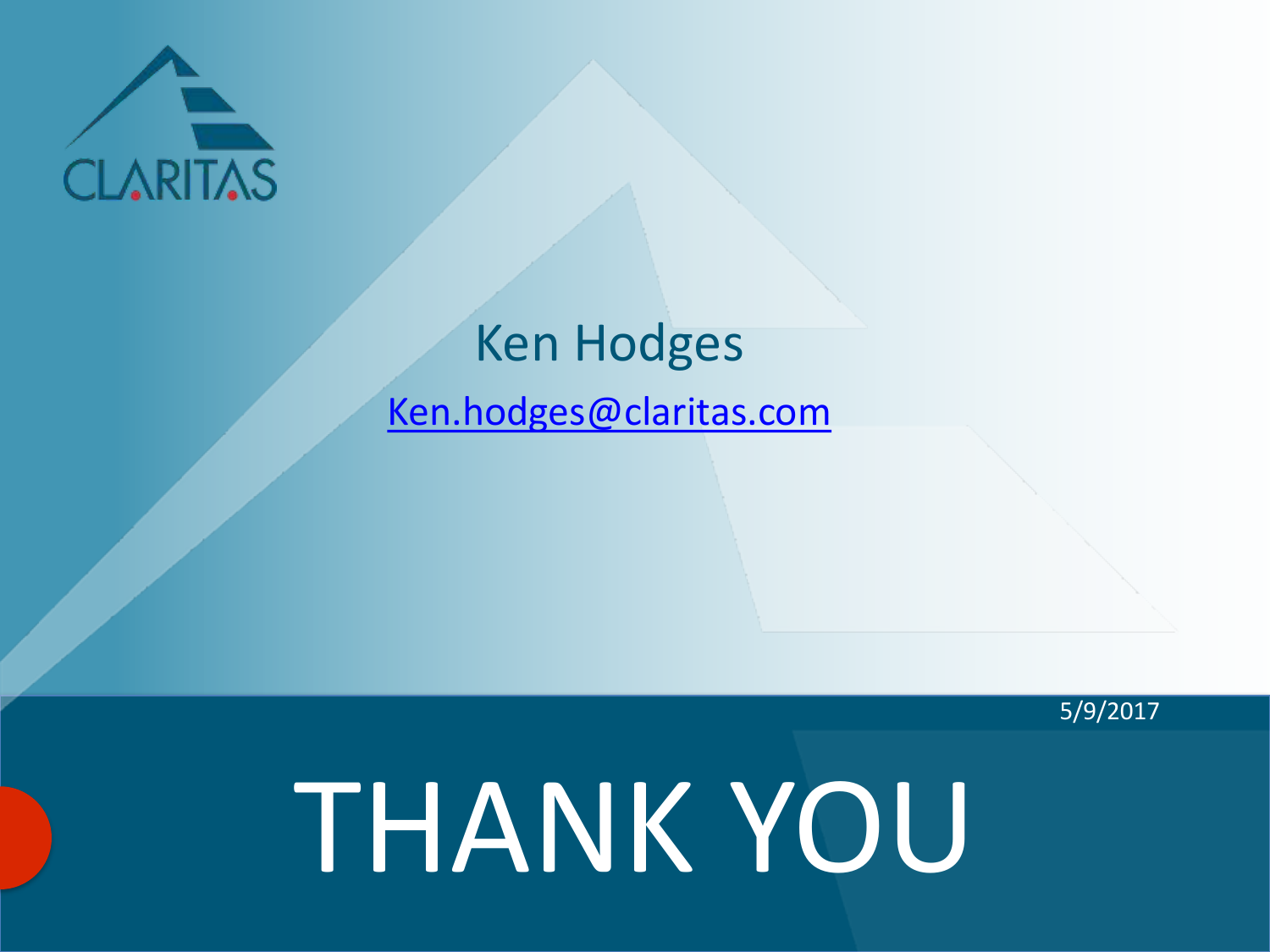CLARITAS

Ken Hodges

[Ken.hodges@claritas.com](mailto:Ken.hodges@claritas.com)

5/9/2017

# THANK YOU